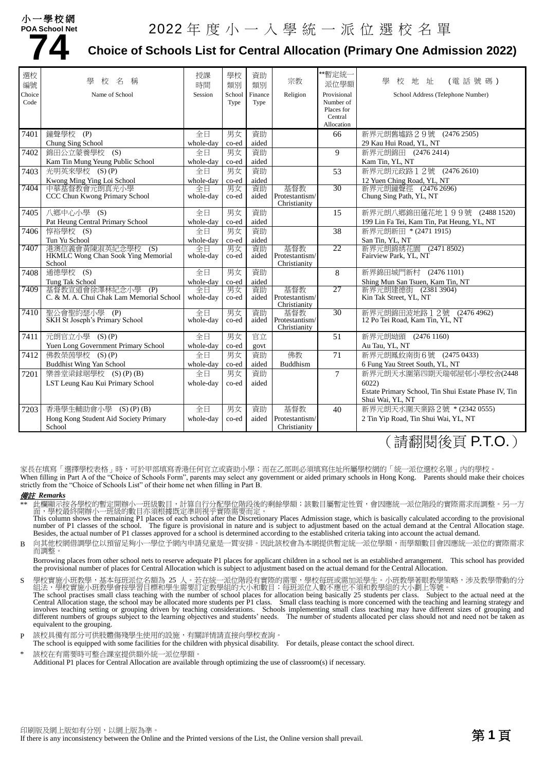小一學校網
POA School Net
# 74

# 2022 年度小一入學統一派位選校名單

## Choice of Schools List for Central Allocation (Primary One Admission 2022)

| 選校編號 Choice Code | 學校名稱 Name of School | 授課時間 Session | 學校類別 School Type | 資助類別 Finance Type | 宗教 Religion | **暫定統一派位學額 Provisional Number of Places for Central Allocation | 學校地址 (電話號碼) School Address (Telephone Number) |
|---|---|---|---|---|---|---|---|
| 7401 | 鐘聲學校 (P) Chung Sing School | 全日 whole-day | 男女 co-ed | 資助 aided | | 66 | 新界元朗舊墟路２９號 (2476 2505) 29 Kau Hui Road, YL, NT |
| 7402 | 錦田公立蒙養學校 (S) Kam Tin Mung Yeung Public School | 全日 whole-day | 男女 co-ed | 資助 aided | | 9 | 新界元朗錦田 (2476 2414) Kam Tin, YL, NT |
| 7403 | 光明英來學校 (S) (P) Kwong Ming Ying Loi School | 全日 whole-day | 男女 co-ed | 資助 aided | | 53 | 新界元朗元政路１２號 (2476 2610) 12 Yuen Ching Road, YL, NT |
| 7404 | 中華基督教會元朗真光小學 CCC Chun Kwong Primary School | 全日 whole-day | 男女 co-ed | 資助 aided | 基督教 Protestantism/ Christianity | 30 | 新界元朗鐘聲徑 (2476 2696) Chung Sing Path, YL, NT |
| 7405 | 八鄉中心小學 (S) Pat Heung Central Primary School | 全日 whole-day | 男女 co-ed | 資助 aided | | 15 | 新界元朗八鄉錦田蓮花地１９９號 (2488 1520) 199 Lin Fa Tei, Kam Tin, Pat Heung, YL, NT |
| 7406 | 惇裕學校 (S) Tun Yu School | 全日 whole-day | 男女 co-ed | 資助 aided | | 38 | 新界元朗新田 * (2471 1915) San Tin, YL, NT |
| 7407 | 港澳信義會黃陳淑英紀念學校 (S) HKMLC Wong Chan Sook Ying Memorial School | 全日 whole-day | 男女 co-ed | 資助 aided | 基督教 Protestantism/ Christianity | 22 | 新界元朗錦綉花園 (2471 8502) Fairview Park, YL, NT |
| 7408 | 通德學校 (S) Tung Tak School | 全日 whole-day | 男女 co-ed | 資助 aided | | 8 | 新界錦田城門新村 (2476 1101) Shing Mun San Tsuen, Kam Tin, NT |
| 7409 | 基督教宣道會徐澤林紀念小學 (P) C. & M. A. Chui Chak Lam Memorial School | 全日 whole-day | 男女 co-ed | 資助 aided | 基督教 Protestantism/ Christianity | 27 | 新界元朗建德街 (2381 3904) Kin Tak Street, YL, NT |
| 7410 | 聖公會聖約瑟小學 (P) SKH St Joseph's Primary School | 全日 whole-day | 男女 co-ed | 資助 aided | 基督教 Protestantism/ Christianity | 30 | 新界元朗錦田波地路１２號 (2476 4962) 12 Po Tei Road, Kam Tin, YL, NT |
| 7411 | 元朗官立小學 (S) (P) Yuen Long Government Primary School | 全日 whole-day | 男女 co-ed | 官立 govt | | 51 | 新界元朗坳頭 (2476 1160) Au Tau, YL, NT |
| 7412 | 佛教榮茵學校 (S) (P) Buddhist Wing Yan School | 全日 whole-day | 男女 co-ed | 資助 aided | 佛教 Buddhism | 71 | 新界元朗鳳攸南街６號 (2475 0433) 6 Fung Yau Street South, YL, NT |
| 7201 | 樂善堂梁銶琚學校 (S) (P) (B) LST Leung Kau Kui Primary School | 全日 whole-day | 男女 co-ed | 資助 aided | | 7 | 新界元朗天水圍第四期天瑞邨屋邨小學校舍(2448 6022) Estate Primary School, Tin Shui Estate Phase IV, Tin Shui Wai, YL, NT |
| 7203 | 香港學生輔助會小學 (S) (P) (B) Hong Kong Student Aid Society Primary School | 全日 whole-day | 男女 co-ed | 資助 aided | 基督教 Protestantism/ Christianity | 40 | 新界元朗天水圍天業路２號 * (2342 0555) 2 Tin Yip Road, Tin Shui Wai, YL, NT |

（請翻閱後頁 P.T.O.）

家長在填寫「選擇學校表格」時，可於甲部填寫香港任何官立或資助小學；而在乙部則必須填寫住址所屬學校網的「統一派位選校名單」內的學校。
When filling in Part A of the "Choice of Schools Form", parents may select any government or aided primary schools in Hong Kong. Parents should make their choices strictly from the "Choice of Schools List" of their home net when filling in Part B.

***備註 Remarks***

\*\* 此欄顯示按各學校的暫定開辦小一班級數目，計算自行分配學位階段後的剩餘學額；該數目屬暫定性質，會因應統一派位階段的實際需求而調整。另一方面，學校最終開辦小一班級的數目亦須根據既定準則視乎實際需要而定。
This column shows the remaining P1 places of each school after the Discretionary Places Admission stage, which is basically calculated according to the provisional number of P1 classes of the school. The figure is provisional in nature and is subject to adjustment based on the actual demand at the Central Allocation stage. Besides, the actual number of P1 classes approved for a school is determined according to the established criteria taking into account the actual demand.

B 向其他校網借調學位以預留足夠小一學位予網內申請兒童是一貫安排。因此該校會為本網提供暫定統一派位學額，而學額數目會因應統一派位的實際需求而調整。
Borrowing places from other school nets to reserve adequate P1 places for applicant children in a school net is an established arrangement. This school has provided the provisional number of places for Central Allocation which is subject to adjustment based on the actual demand for the Central Allocation.

S 學校實施小班教學，基本每班派位名額為 25 人。若在統一派位階段有實際的需要，學校每班或需加派學生。小班教學著眼教學策略，涉及教學帶動的分組法，學校實施小班教學會按學習目標和學生需要訂定教學組的大小和數目；每班派位人數不應也不須和教學組的大小劃上等號。
The school practises small class teaching with the number of school places for allocation being basically 25 students per class. Subject to the actual need at the Central Allocation stage, the school may be allocated more students per P1 class. Small class teaching is more concerned with the teaching and learning strategy and involves teaching setting or grouping driven by teaching considerations. Schools implementing small class teaching may have different sizes of grouping and different numbers of groups subject to the learning objectives and students' needs. The number of students allocated per class should not and need not be taken as equivalent to the grouping.

P 該校具備有部分可供肢體傷殘學生使用的設施，有關詳情請直接向學校查詢。
The school is equipped with some facilities for the children with physical disability. For details, please contact the school direct.

\* 該校在有需要時可整合課室提供額外統一派位學額。
Additional P1 places for Central Allocation are available through optimizing the use of classroom(s) if necessary.

印刷版及網上版如有分別，以網上版為準。
If there is any inconsistency between the Online and the Printed versions of the List, the Online version shall prevail.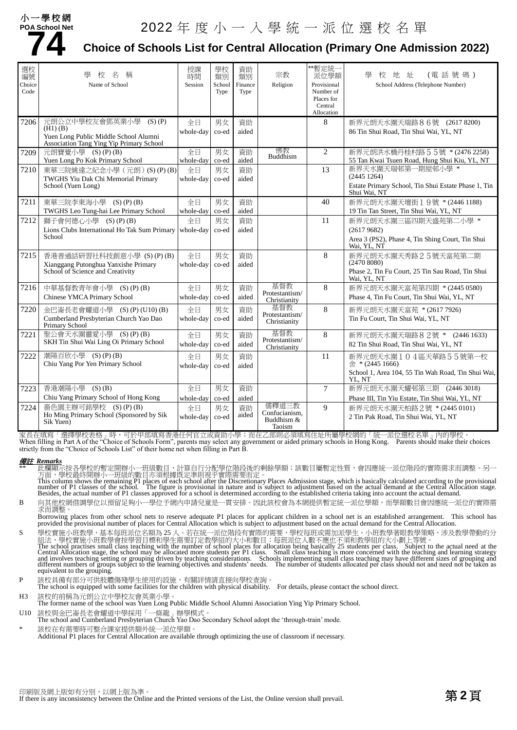小一學校網
POA School Net
**74**

# 2022 年度小一入學統一派位選校名單

## Choice of Schools List for Central Allocation (Primary One Admission 2022)

| 選校編號 Choice Code | 學校名稱 Name of School | 授課時間 Session | 學校類別 School Type | 資助類別 Finance Type | 宗教 Religion | **暫定統一派位學額 Provisional Number of Places for Central Allocation | 學校地址 (電話號碼) School Address (Telephone Number) |
|---|---|---|---|---|---|---|---|
| 7206 | 元朗公立中學校友會鄧英業小學 (S) (P) (H1) (B) Yuen Long Public Middle School Alumni Association Tang Ying Yip Primary School | 全日 whole-day | 男女 co-ed | 資助 aided | | 8 | 新界元朗天水圍天瑞路８６號 (2617 8200) 86 Tin Shui Road, Tin Shui Wai, YL, NT |
| 7209 | 元朗寶覺小學 (S) (P) (B) Yuen Long Po Kok Primary School | 全日 whole-day | 男女 co-ed | 資助 aided | 佛教 Buddhism | 2 | 新界元朗洪水橋丹桂村路５５號 * (2476 2258) 55 Tan Kwai Tsuen Road, Hung Shui Kiu, YL, NT |
| 7210 | 東華三院姚達之紀念小學（元朗）(S) (P) (B) TWGHS Yiu Dak Chi Memorial Primary School (Yuen Long) | 全日 whole-day | 男女 co-ed | 資助 aided | | 13 | 新界天水圍天瑞邨第一期屋邨小學 * (2445 1264) Estate Primary School, Tin Shui Estate Phase 1, Tin Shui Wai, NT |
| 7211 | 東華三院李東海小學 (S) (P) (B) TWGHS Leo Tung-hai Lee Primary School | 全日 whole-day | 男女 co-ed | 資助 aided | | 40 | 新界元朗天水圍天壇街１９號 * (2446 1188) 19 Tin Tan Street, Tin Shui Wai, YL, NT |
| 7212 | 獅子會何德心小學 (S) (P) (B) Lions Clubs International Ho Tak Sum Primary School | 全日 whole-day | 男女 co-ed | 資助 aided | | 11 | 新界元朗天水圍三區四期天盛苑第二小學 * (2617 9682) Area 3 (PS2), Phase 4, Tin Shing Court, Tin Shui Wai, YL, NT |
| 7215 | 香港普通話研習社科技創意小學 (S) (P) (B) Xianggang Putonghua Yanxishe Primary School of Science and Creativity | 全日 whole-day | 男女 co-ed | 資助 aided | | 8 | 新界元朗天水圍天秀路２５號天富苑第二期 (2470 8080) Phase 2, Tin Fu Court, 25 Tin Sau Road, Tin Shui Wai, YL, NT |
| 7216 | 中華基督教青年會小學 (S) (P) (B) Chinese YMCA Primary School | 全日 whole-day | 男女 co-ed | 資助 aided | 基督教 Protestantism/ Christianity | 8 | 新界元朗天水圍天富苑第四期 * (2445 0580) Phase 4, Tin Fu Court, Tin Shui Wai, YL, NT |
| 7220 | 金巴崙長老會耀道小學 (S) (P) (U10) (B) Cumberland Presbyterian Church Yao Dao Primary School | 全日 whole-day | 男女 co-ed | 資助 aided | 基督教 Protestantism/ Christianity | 8 | 新界元朗天水圍天富苑 * (2617 7926) Tin Fu Court, Tin Shui Wai, YL, NT |
| 7221 | 聖公會天水圍靈愛小學 (S) (P) (B) SKH Tin Shui Wai Ling Oi Primary School | 全日 whole-day | 男女 co-ed | 資助 aided | 基督教 Protestantism/ Christianity | 8 | 新界元朗天水圍天瑞路８２號 * (2446 1633) 82 Tin Shui Road, Tin Shui Wai, YL, NT |
| 7222 | 潮陽百欣小學 (S) (P) (B) Chiu Yang Por Yen Primary School | 全日 whole-day | 男女 co-ed | 資助 aided | | 11 | 新界元朗天水圍１０４區天華路５５號第一校舍 * (2445 1666) School 1, Area 104, 55 Tin Wah Road, Tin Shui Wai, YL, NT |
| 7223 | 香港潮陽小學 (S) (B) Chiu Yang Primary School of Hong Kong | 全日 whole-day | 男女 co-ed | 資助 aided | | 7 | 新界元朗天水圍天耀邨第三期 (2446 3018) Phase III, Tin Yiu Estate, Tin Shui Wai, YL, NT |
| 7224 | 嗇色園主辦可銘學校 (S) (P) (B) Ho Ming Primary School (Sponsored by Sik Sik Yuen) | 全日 whole-day | 男女 co-ed | 資助 aided | 儒釋道三教 Confucianism, Buddhism & Taoism | 9 | 新界元朗天水圍天柏路２號 * (2445 0101) 2 Tin Pak Road, Tin Shui Wai, YL, NT |

家長在填寫「選擇學校表格」時，可於甲部填寫香港任何官立或資助小學；而在乙部則必須填寫住址所屬學校網的「統一派位選校名單」內的學校。
When filling in Part A of the "Choice of Schools Form", parents may select any government or aided primary schools in Hong Kong. Parents should make their choices strictly from the "Choice of Schools List" of their home net when filling in Part B.

***備註 Remarks***

\*\* 此欄顯示按各學校的暫定開辦小一班級數目，計算自行分配學位階段後的剩餘學額；該數目屬暫定性質，會因應統一派位階段的實際需求而調整。另一方面，學校最終開辦小一班級的數目亦須根據既定準則視乎實際需要而定。
This column shows the remaining P1 places of each school after the Discretionary Places Admission stage, which is basically calculated according to the provisional number of P1 classes of the school. The figure is provisional in nature and is subject to adjustment based on the actual demand at the Central Allocation stage. Besides, the actual number of P1 classes approved for a school is determined according to the established criteria taking into account the actual demand.

B 向其他校網借調學位以預留足夠小一學位予網內申請兒童是一貫安排。因此該校會為本網提供暫定統一派位學額，而學額數目會因應統一派位的實際需求而調整。
Borrowing places from other school nets to reserve adequate P1 places for applicant children in a school net is an established arrangement. This school has provided the provisional number of places for Central Allocation which is subject to adjustment based on the actual demand for the Central Allocation.

S 學校實施小班教學，基本每班派位名額為 25 人。若在統一派位階段有實際的需要，學校每班或需加派學生。小班教學著眼教學策略，涉及教學帶動的分組法，學校實施小班教學會按學習目標和學生需要訂定教學組的大小和數目；每班派位人數不應也不須和教學組的大小劃上等號。
The school practises small class teaching with the number of school places for allocation being basically 25 students per class. Subject to the actual need at the Central Allocation stage, the school may be allocated more students per P1 class. Small class teaching is more concerned with the teaching and learning strategy and involves teaching setting or grouping driven by teaching considerations. Schools implementing small class teaching may have different sizes of grouping and different numbers of groups subject to the learning objectives and students' needs. The number of students allocated per class should not and need not be taken as equivalent to the grouping.

P 該校具備有部分可供肢體傷殘學生使用的設施，有關詳情請直接向學校查詢。
The school is equipped with some facilities for the children with physical disability. For details, please contact the school direct.

H3 該校的前稱為元朗公立中學校友會英業小學。
The former name of the school was Yuen Long Public Middle School Alumni Association Ying Yip Primary School.

U10 該校與金巴崙長老會耀道中學採用「一條龍」辦學模式。
The school and Cumberland Presbyterian Church Yao Dao Secondary School adopt the 'through-train' mode.

\* 該校在有需要時可整合課室提供額外統一派位學額。
Additional P1 places for Central Allocation are available through optimizing the use of classroom if necessary.

印刷版及網上版如有分別，以網上版為準。
If there is any inconsistency between the Online and the Printed versions of the List, the Online version shall prevail.